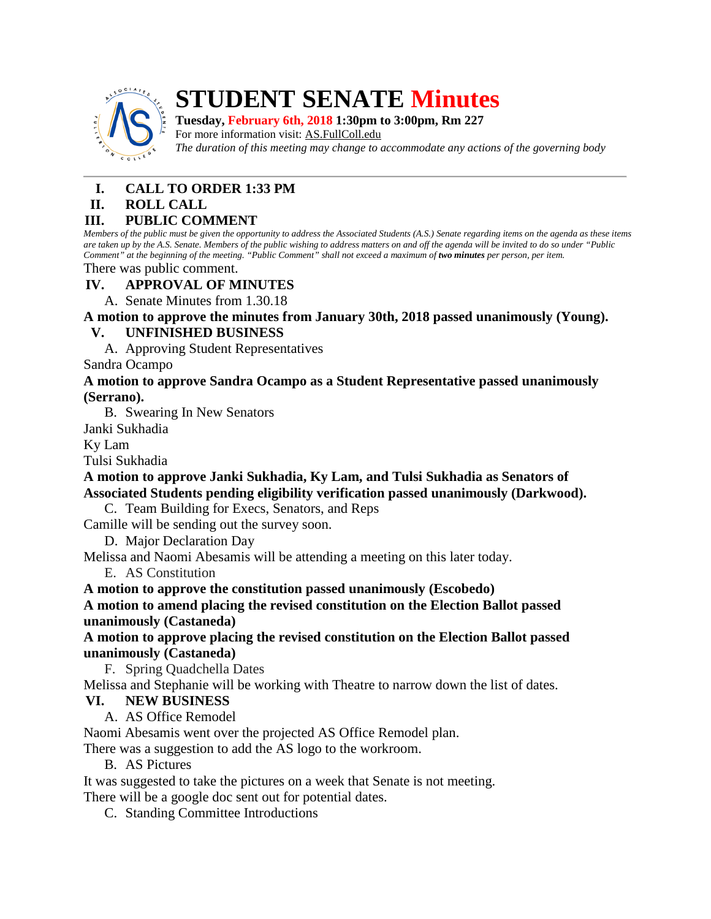# STUDENT SENATE Minutes

**Tuesday, February 6th, 2018 1:30pm to 3:00pm, Rm 227**

For more information visit: AS.FullColl.edu

*The duration of this meeting may change to accommodate any actions of the governing body*

---

## I. CALL TO ORDER 1:33 PM

## II. ROLL CALL

## III. PUBLIC COMMENT

*Members of the public must be given the opportunity to address the Associated Students (A.S.) Senate regarding items on the agenda as these items are taken up by the A.S. Senate. Members of the public wishing to address matters on and off the agenda will be invited to do so under "Public Comment" at the beginning of the meeting. "Public Comment" shall not exceed a maximum of **two minutes** per person, per item.*

There was public comment.

## IV. APPROVAL OF MINUTES

A. Senate Minutes from 1.30.18

**A motion to approve the minutes from January 30th, 2018 passed unanimously (Young).**

## V. UNFINISHED BUSINESS

A. Approving Student Representatives

Sandra Ocampo

**A motion to approve Sandra Ocampo as a Student Representative passed unanimously (Serrano).**

B. Swearing In New Senators

Janki Sukhadia

Ky Lam

Tulsi Sukhadia

**A motion to approve Janki Sukhadia, Ky Lam, and Tulsi Sukhadia as Senators of Associated Students pending eligibility verification passed unanimously (Darkwood).**

C. Team Building for Execs, Senators, and Reps

Camille will be sending out the survey soon.

D. Major Declaration Day

Melissa and Naomi Abesamis will be attending a meeting on this later today.

E. AS Constitution

**A motion to approve the constitution passed unanimously (Escobedo)**

**A motion to amend placing the revised constitution on the Election Ballot passed unanimously (Castaneda)**

**A motion to approve placing the revised constitution on the Election Ballot passed unanimously (Castaneda)**

F. Spring Quadchella Dates

Melissa and Stephanie will be working with Theatre to narrow down the list of dates.

## VI. NEW BUSINESS

A. AS Office Remodel

Naomi Abesamis went over the projected AS Office Remodel plan.

There was a suggestion to add the AS logo to the workroom.

B. AS Pictures

It was suggested to take the pictures on a week that Senate is not meeting.

There will be a google doc sent out for potential dates.

C. Standing Committee Introductions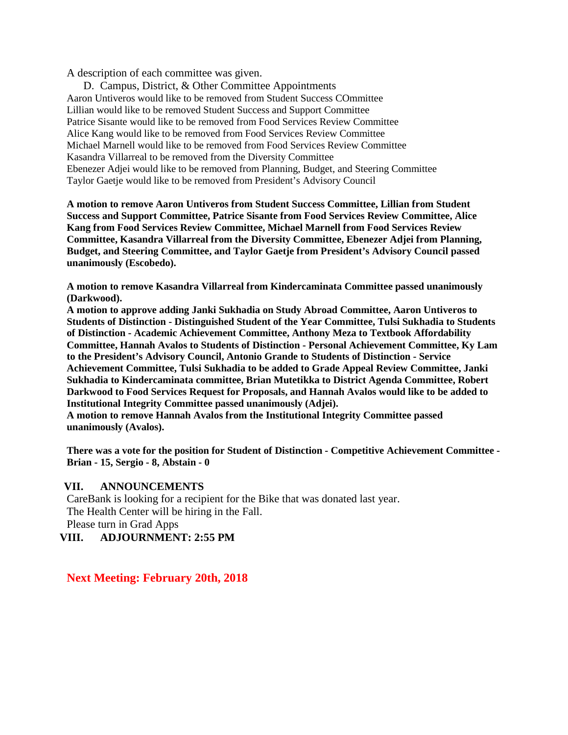A description of each committee was given.

D. Campus, District, & Other Committee Appointments

Aaron Untiveros would like to be removed from Student Success COmmittee
Lillian would like to be removed Student Success and Support Committee
Patrice Sisante would like to be removed from Food Services Review Committee
Alice Kang would like to be removed from Food Services Review Committee
Michael Marnell would like to be removed from Food Services Review Committee
Kasandra Villarreal to be removed from the Diversity Committee
Ebenezer Adjei would like to be removed from Planning, Budget, and Steering Committee
Taylor Gaetje would like to be removed from President's Advisory Council

**A motion to remove Aaron Untiveros from Student Success Committee, Lillian from Student Success and Support Committee, Patrice Sisante from Food Services Review Committee, Alice Kang from Food Services Review Committee, Michael Marnell from Food Services Review Committee, Kasandra Villarreal from the Diversity Committee, Ebenezer Adjei from Planning, Budget, and Steering Committee, and Taylor Gaetje from President's Advisory Council passed unanimously (Escobedo).**

**A motion to remove Kasandra Villarreal from Kindercaminata Committee passed unanimously (Darkwood).**

**A motion to approve adding Janki Sukhadia on Study Abroad Committee, Aaron Untiveros to Students of Distinction - Distinguished Student of the Year Committee, Tulsi Sukhadia to Students of Distinction - Academic Achievement Committee, Anthony Meza to Textbook Affordability Committee, Hannah Avalos to Students of Distinction - Personal Achievement Committee, Ky Lam to the President's Advisory Council, Antonio Grande to Students of Distinction - Service Achievement Committee, Tulsi Sukhadia to be added to Grade Appeal Review Committee, Janki Sukhadia to Kindercaminata committee, Brian Mutetikka to District Agenda Committee, Robert Darkwood to Food Services Request for Proposals, and Hannah Avalos would like to be added to Institutional Integrity Committee passed unanimously (Adjei).**

**A motion to remove Hannah Avalos from the Institutional Integrity Committee passed unanimously (Avalos).**

**There was a vote for the position for Student of Distinction - Competitive Achievement Committee - Brian - 15, Sergio - 8, Abstain - 0**

## VII. ANNOUNCEMENTS

CareBank is looking for a recipient for the Bike that was donated last year.
The Health Center will be hiring in the Fall.
Please turn in Grad Apps

## VIII. ADJOURNMENT: 2:55 PM

**Next Meeting: February 20th, 2018**